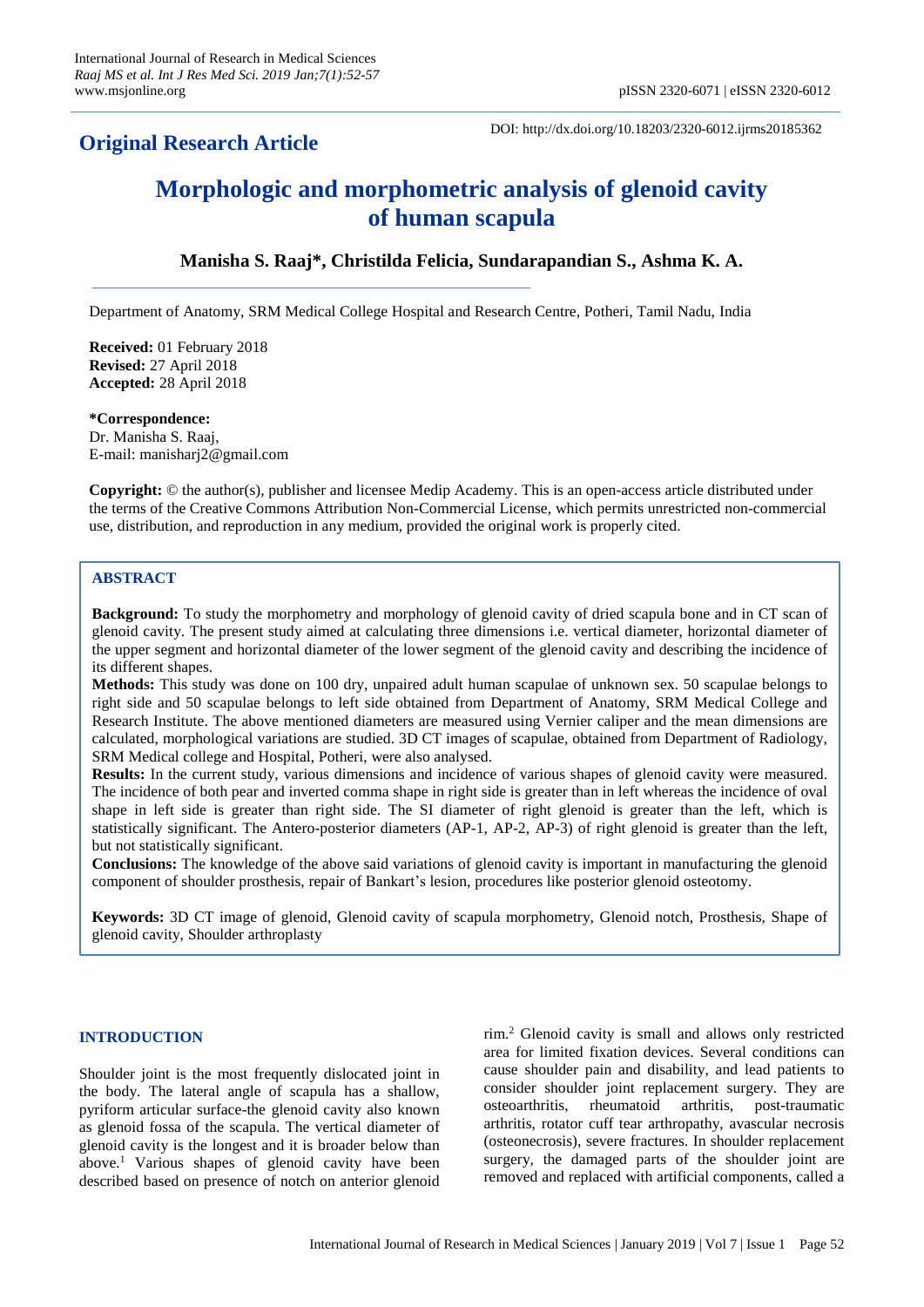**Original Research Article**

DOI: http://dx.doi.org/10.18203/2320-6012.ijrms20185362

# Morphologic and morphometric analysis of glenoid cavity of human scapula

**Manisha S. Raaj\*, Christilda Felicia, Sundarapandian S., Ashma K. A.**

Department of Anatomy, SRM Medical College Hospital and Research Centre, Potheri, Tamil Nadu, India

**Received:** 01 February 2018
**Revised:** 27 April 2018
**Accepted:** 28 April 2018

**\*Correspondence:**
Dr. Manisha S. Raaj,
E-mail: manisharj2@gmail.com

**Copyright:** © the author(s), publisher and licensee Medip Academy. This is an open-access article distributed under the terms of the Creative Commons Attribution Non-Commercial License, which permits unrestricted non-commercial use, distribution, and reproduction in any medium, provided the original work is properly cited.

## ABSTRACT

**Background:** To study the morphometry and morphology of glenoid cavity of dried scapula bone and in CT scan of glenoid cavity. The present study aimed at calculating three dimensions i.e. vertical diameter, horizontal diameter of the upper segment and horizontal diameter of the lower segment of the glenoid cavity and describing the incidence of its different shapes.

**Methods:** This study was done on 100 dry, unpaired adult human scapulae of unknown sex. 50 scapulae belongs to right side and 50 scapulae belongs to left side obtained from Department of Anatomy, SRM Medical College and Research Institute. The above mentioned diameters are measured using Vernier caliper and the mean dimensions are calculated, morphological variations are studied. 3D CT images of scapulae, obtained from Department of Radiology, SRM Medical college and Hospital, Potheri, were also analysed.

**Results:** In the current study, various dimensions and incidence of various shapes of glenoid cavity were measured. The incidence of both pear and inverted comma shape in right side is greater than in left whereas the incidence of oval shape in left side is greater than right side. The SI diameter of right glenoid is greater than the left, which is statistically significant. The Antero-posterior diameters (AP-1, AP-2, AP-3) of right glenoid is greater than the left, but not statistically significant.

**Conclusions:** The knowledge of the above said variations of glenoid cavity is important in manufacturing the glenoid component of shoulder prosthesis, repair of Bankart's lesion, procedures like posterior glenoid osteotomy.

**Keywords:** 3D CT image of glenoid, Glenoid cavity of scapula morphometry, Glenoid notch, Prosthesis, Shape of glenoid cavity, Shoulder arthroplasty

## INTRODUCTION

Shoulder joint is the most frequently dislocated joint in the body. The lateral angle of scapula has a shallow, pyriform articular surface-the glenoid cavity also known as glenoid fossa of the scapula. The vertical diameter of glenoid cavity is the longest and it is broader below than above.[1] Various shapes of glenoid cavity have been described based on presence of notch on anterior glenoid rim.[2] Glenoid cavity is small and allows only restricted area for limited fixation devices. Several conditions can cause shoulder pain and disability, and lead patients to consider shoulder joint replacement surgery. They are osteoarthritis, rheumatoid arthritis, post-traumatic arthritis, rotator cuff tear arthropathy, avascular necrosis (osteonecrosis), severe fractures. In shoulder replacement surgery, the damaged parts of the shoulder joint are removed and replaced with artificial components, called a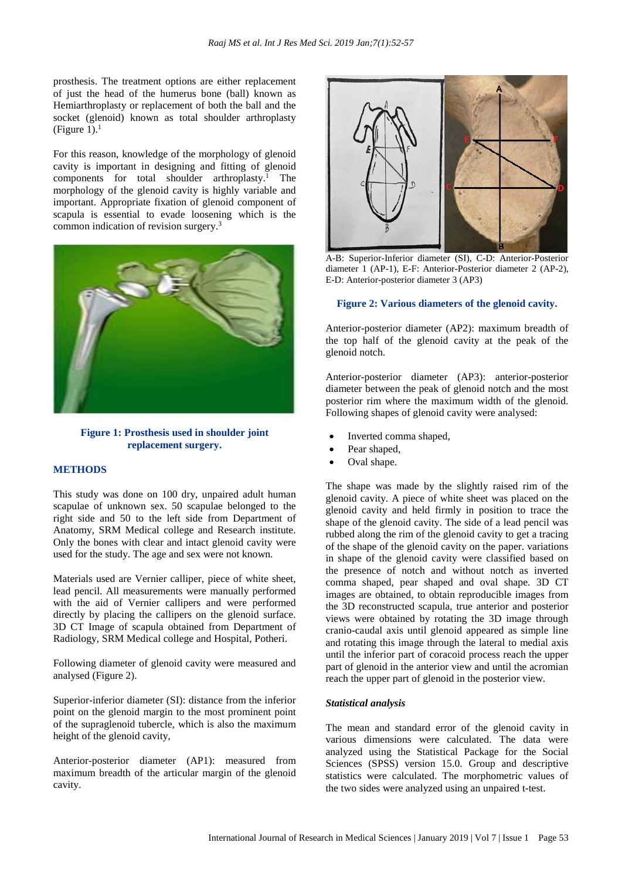prosthesis. The treatment options are either replacement of just the head of the humerus bone (ball) known as Hemiarthroplasty or replacement of both the ball and the socket (glenoid) known as total shoulder arthroplasty (Figure 1).[1]

For this reason, knowledge of the morphology of glenoid cavity is important in designing and fitting of glenoid components for total shoulder arthroplasty.[1] The morphology of the glenoid cavity is highly variable and important. Appropriate fixation of glenoid component of scapula is essential to evade loosening which is the common indication of revision surgery.[3]

**Figure 1: Prosthesis used in shoulder joint replacement surgery.**

## METHODS

This study was done on 100 dry, unpaired adult human scapulae of unknown sex. 50 scapulae belonged to the right side and 50 to the left side from Department of Anatomy, SRM Medical college and Research institute. Only the bones with clear and intact glenoid cavity were used for the study. The age and sex were not known.

Materials used are Vernier calliper, piece of white sheet, lead pencil. All measurements were manually performed with the aid of Vernier callipers and were performed directly by placing the callipers on the glenoid surface. 3D CT Image of scapula obtained from Department of Radiology, SRM Medical college and Hospital, Potheri.

Following diameter of glenoid cavity were measured and analysed (Figure 2).

Superior-inferior diameter (SI): distance from the inferior point on the glenoid margin to the most prominent point of the supraglenoid tubercle, which is also the maximum height of the glenoid cavity,

Anterior-posterior diameter (AP1): measured from maximum breadth of the articular margin of the glenoid cavity.

A-B: Superior-Inferior diameter (SI), C-D: Anterior-Posterior diameter 1 (AP-1), E-F: Anterior-Posterior diameter 2 (AP-2), E-D: Anterior-posterior diameter 3 (AP3)

**Figure 2: Various diameters of the glenoid cavity.**

Anterior-posterior diameter (AP2): maximum breadth of the top half of the glenoid cavity at the peak of the glenoid notch.

Anterior-posterior diameter (AP3): anterior-posterior diameter between the peak of glenoid notch and the most posterior rim where the maximum width of the glenoid. Following shapes of glenoid cavity were analysed:

- Inverted comma shaped,
- Pear shaped,
- Oval shape.

The shape was made by the slightly raised rim of the glenoid cavity. A piece of white sheet was placed on the glenoid cavity and held firmly in position to trace the shape of the glenoid cavity. The side of a lead pencil was rubbed along the rim of the glenoid cavity to get a tracing of the shape of the glenoid cavity on the paper. variations in shape of the glenoid cavity were classified based on the presence of notch and without notch as inverted comma shaped, pear shaped and oval shape. 3D CT images are obtained, to obtain reproducible images from the 3D reconstructed scapula, true anterior and posterior views were obtained by rotating the 3D image through cranio-caudal axis until glenoid appeared as simple line and rotating this image through the lateral to medial axis until the inferior part of coracoid process reach the upper part of glenoid in the anterior view and until the acromian reach the upper part of glenoid in the posterior view.

### *Statistical analysis*

The mean and standard error of the glenoid cavity in various dimensions were calculated. The data were analyzed using the Statistical Package for the Social Sciences (SPSS) version 15.0. Group and descriptive statistics were calculated. The morphometric values of the two sides were analyzed using an unpaired t-test.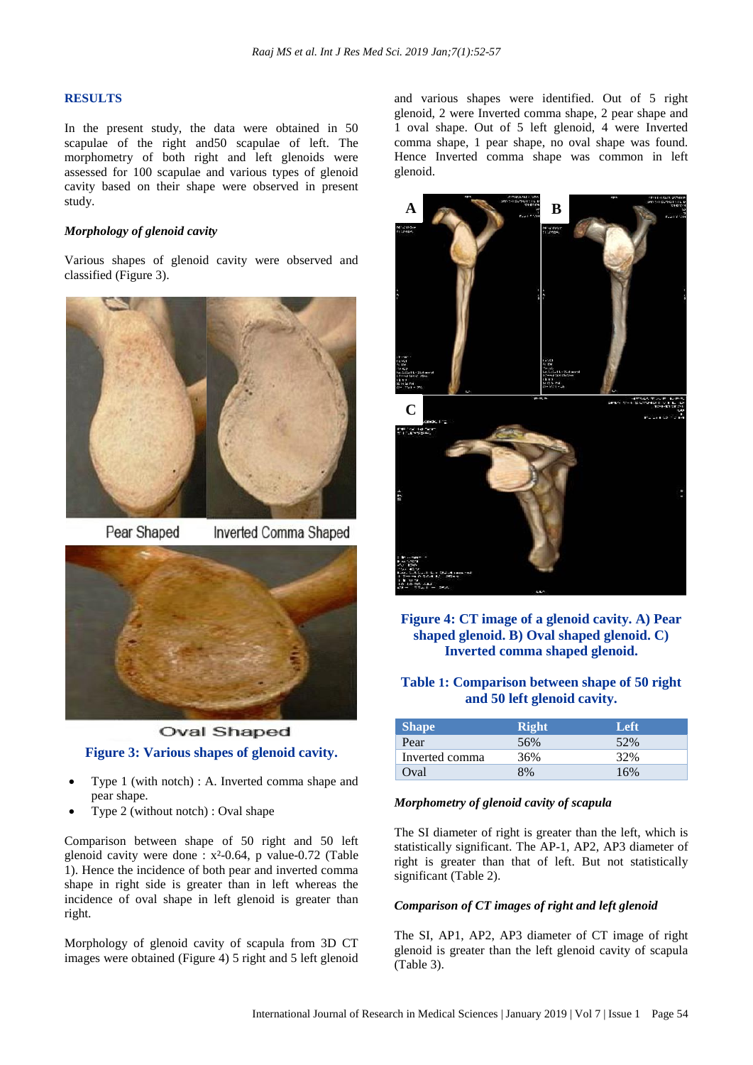## RESULTS

In the present study, the data were obtained in 50 scapulae of the right and50 scapulae of left. The morphometry of both right and left glenoids were assessed for 100 scapulae and various types of glenoid cavity based on their shape were observed in present study.

### *Morphology of glenoid cavity*

Various shapes of glenoid cavity were observed and classified (Figure 3).

Figure 3: Various shapes of glenoid cavity.

- Type 1 (with notch) : A. Inverted comma shape and pear shape.
- Type 2 (without notch) : Oval shape

Comparison between shape of 50 right and 50 left glenoid cavity were done : $x^2$-0.64, p value-0.72 (Table 1). Hence the incidence of both pear and inverted comma shape in right side is greater than in left whereas the incidence of oval shape in left glenoid is greater than right.

Morphology of glenoid cavity of scapula from 3D CT images were obtained (Figure 4) 5 right and 5 left glenoid and various shapes were identified. Out of 5 right glenoid, 2 were Inverted comma shape, 2 pear shape and 1 oval shape. Out of 5 left glenoid, 4 were Inverted comma shape, 1 pear shape, no oval shape was found. Hence Inverted comma shape was common in left glenoid.

Figure 4: CT image of a glenoid cavity. A) Pear shaped glenoid. B) Oval shaped glenoid. C) Inverted comma shaped glenoid.

Table 1: Comparison between shape of 50 right and 50 left glenoid cavity.

| Shape | Right | Left |
|---|---|---|
| Pear | 56% | 52% |
| Inverted comma | 36% | 32% |
| Oval | 8% | 16% |

### *Morphometry of glenoid cavity of scapula*

The SI diameter of right is greater than the left, which is statistically significant. The AP-1, AP2, AP3 diameter of right is greater than that of left. But not statistically significant (Table 2).

### *Comparison of CT images of right and left glenoid*

The SI, AP1, AP2, AP3 diameter of CT image of right glenoid is greater than the left glenoid cavity of scapula (Table 3).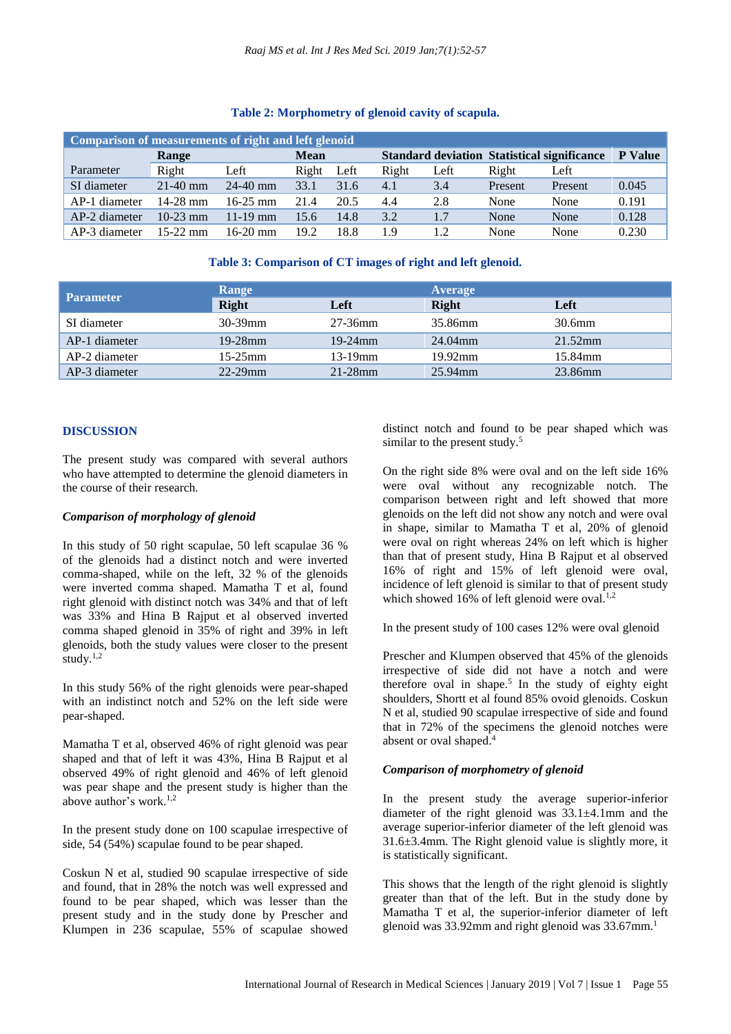**Table 2: Morphometry of glenoid cavity of scapula.**

| Comparison of measurements of right and left glenoid | | | | | | | | | |
|---|---|---|---|---|---|---|---|---|---|
| | Range | | Mean | | Standard deviation | | Statistical significance | | P Value |
| Parameter | Right | Left | Right | Left | Right | Left | Right | Left | |
| SI diameter | 21-40 mm | 24-40 mm | 33.1 | 31.6 | 4.1 | 3.4 | Present | Present | 0.045 |
| AP-1 diameter | 14-28 mm | 16-25 mm | 21.4 | 20.5 | 4.4 | 2.8 | None | None | 0.191 |
| AP-2 diameter | 10-23 mm | 11-19 mm | 15.6 | 14.8 | 3.2 | 1.7 | None | None | 0.128 |
| AP-3 diameter | 15-22 mm | 16-20 mm | 19.2 | 18.8 | 1.9 | 1.2 | None | None | 0.230 |

**Table 3: Comparison of CT images of right and left glenoid.**

| Parameter | Range | | Average | |
|---|---|---|---|---|
| | Right | Left | Right | Left |
| SI diameter | 30-39mm | 27-36mm | 35.86mm | 30.6mm |
| AP-1 diameter | 19-28mm | 19-24mm | 24.04mm | 21.52mm |
| AP-2 diameter | 15-25mm | 13-19mm | 19.92mm | 15.84mm |
| AP-3 diameter | 22-29mm | 21-28mm | 25.94mm | 23.86mm |

## DISCUSSION

The present study was compared with several authors who have attempted to determine the glenoid diameters in the course of their research.

### *Comparison of morphology of glenoid*

In this study of 50 right scapulae, 50 left scapulae 36 % of the glenoids had a distinct notch and were inverted comma-shaped, while on the left, 32 % of the glenoids were inverted comma shaped. Mamatha T et al, found right glenoid with distinct notch was 34% and that of left was 33% and Hina B Rajput et al observed inverted comma shaped glenoid in 35% of right and 39% in left glenoids, both the study values were closer to the present study.[1,2]

In this study 56% of the right glenoids were pear-shaped with an indistinct notch and 52% on the left side were pear-shaped.

Mamatha T et al, observed 46% of right glenoid was pear shaped and that of left it was 43%, Hina B Rajput et al observed 49% of right glenoid and 46% of left glenoid was pear shape and the present study is higher than the above author's work.[1,2]

In the present study done on 100 scapulae irrespective of side, 54 (54%) scapulae found to be pear shaped.

Coskun N et al, studied 90 scapulae irrespective of side and found, that in 28% the notch was well expressed and found to be pear shaped, which was lesser than the present study and in the study done by Prescher and Klumpen in 236 scapulae, 55% of scapulae showed distinct notch and found to be pear shaped which was similar to the present study.[5]

On the right side 8% were oval and on the left side 16% were oval without any recognizable notch. The comparison between right and left showed that more glenoids on the left did not show any notch and were oval in shape, similar to Mamatha T et al, 20% of glenoid were oval on right whereas 24% on left which is higher than that of present study, Hina B Rajput et al observed 16% of right and 15% of left glenoid were oval, incidence of left glenoid is similar to that of present study which showed 16% of left glenoid were oval.[1,2]

In the present study of 100 cases 12% were oval glenoid

Prescher and Klumpen observed that 45% of the glenoids irrespective of side did not have a notch and were therefore oval in shape.[5] In the study of eighty eight shoulders, Shortt et al found 85% ovoid glenoids. Coskun N et al, studied 90 scapulae irrespective of side and found that in 72% of the specimens the glenoid notches were absent or oval shaped.[4]

### *Comparison of morphometry of glenoid*

In the present study the average superior-inferior diameter of the right glenoid was 33.1±4.1mm and the average superior-inferior diameter of the left glenoid was 31.6±3.4mm. The Right glenoid value is slightly more, it is statistically significant.

This shows that the length of the right glenoid is slightly greater than that of the left. But in the study done by Mamatha T et al, the superior-inferior diameter of left glenoid was 33.92mm and right glenoid was 33.67mm.[1]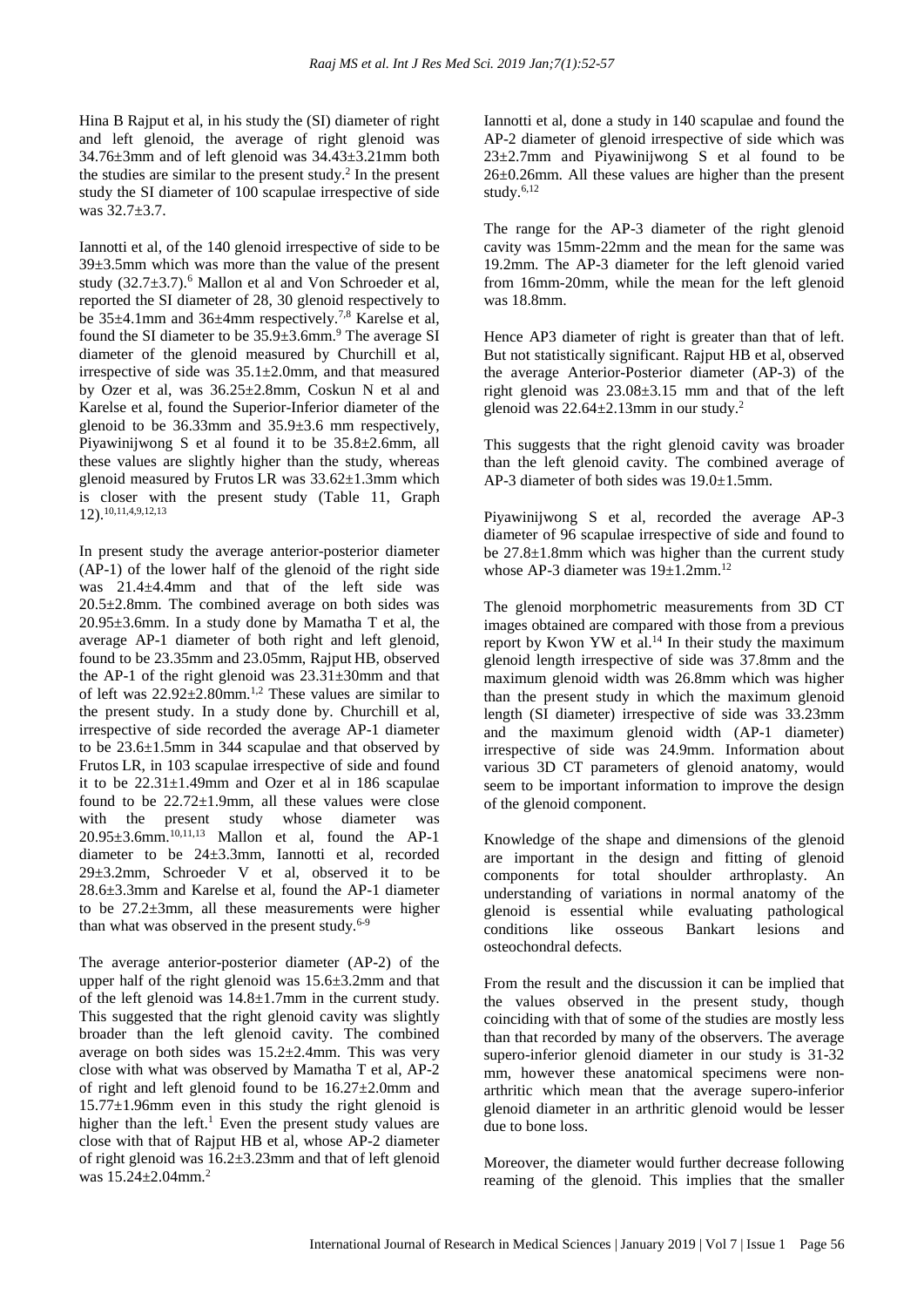Hina B Rajput et al, in his study the (SI) diameter of right and left glenoid, the average of right glenoid was 34.76±3mm and of left glenoid was 34.43±3.21mm both the studies are similar to the present study.[2] In the present study the SI diameter of 100 scapulae irrespective of side was 32.7±3.7.

Iannotti et al, of the 140 glenoid irrespective of side to be 39±3.5mm which was more than the value of the present study (32.7±3.7).[6] Mallon et al and Von Schroeder et al, reported the SI diameter of 28, 30 glenoid respectively to be 35±4.1mm and 36±4mm respectively.[7,8] Karelse et al, found the SI diameter to be 35.9±3.6mm.[9] The average SI diameter of the glenoid measured by Churchill et al, irrespective of side was 35.1±2.0mm, and that measured by Ozer et al, was 36.25±2.8mm, Coskun N et al and Karelse et al, found the Superior-Inferior diameter of the glenoid to be 36.33mm and 35.9±3.6 mm respectively, Piyawinijwong S et al found it to be 35.8±2.6mm, all these values are slightly higher than the study, whereas glenoid measured by Frutos LR was 33.62±1.3mm which is closer with the present study (Table 11, Graph 12).[10,11,4,9,12,13]

In present study the average anterior-posterior diameter (AP-1) of the lower half of the glenoid of the right side was 21.4±4.4mm and that of the left side was 20.5±2.8mm. The combined average on both sides was 20.95±3.6mm. In a study done by Mamatha T et al, the average AP-1 diameter of both right and left glenoid, found to be 23.35mm and 23.05mm, Rajput HB, observed the AP-1 of the right glenoid was 23.31±30mm and that of left was 22.92±2.80mm.[1,2] These values are similar to the present study. In a study done by. Churchill et al, irrespective of side recorded the average AP-1 diameter to be 23.6±1.5mm in 344 scapulae and that observed by Frutos LR, in 103 scapulae irrespective of side and found it to be 22.31±1.49mm and Ozer et al in 186 scapulae found to be 22.72±1.9mm, all these values were close with the present study whose diameter was 20.95±3.6mm.[10,11,13] Mallon et al, found the AP-1 diameter to be 24±3.3mm, Iannotti et al, recorded 29±3.2mm, Schroeder V et al, observed it to be 28.6±3.3mm and Karelse et al, found the AP-1 diameter to be 27.2±3mm, all these measurements were higher than what was observed in the present study.[6-9]

The average anterior-posterior diameter (AP-2) of the upper half of the right glenoid was 15.6±3.2mm and that of the left glenoid was 14.8±1.7mm in the current study. This suggested that the right glenoid cavity was slightly broader than the left glenoid cavity. The combined average on both sides was 15.2±2.4mm. This was very close with what was observed by Mamatha T et al, AP-2 of right and left glenoid found to be 16.27±2.0mm and 15.77±1.96mm even in this study the right glenoid is higher than the left.[1] Even the present study values are close with that of Rajput HB et al, whose AP-2 diameter of right glenoid was 16.2±3.23mm and that of left glenoid was 15.24±2.04mm.[2]

Iannotti et al, done a study in 140 scapulae and found the AP-2 diameter of glenoid irrespective of side which was 23±2.7mm and Piyawinijwong S et al found to be 26±0.26mm. All these values are higher than the present study.[6,12]

The range for the AP-3 diameter of the right glenoid cavity was 15mm-22mm and the mean for the same was 19.2mm. The AP-3 diameter for the left glenoid varied from 16mm-20mm, while the mean for the left glenoid was 18.8mm.

Hence AP3 diameter of right is greater than that of left. But not statistically significant. Rajput HB et al, observed the average Anterior-Posterior diameter (AP-3) of the right glenoid was 23.08±3.15 mm and that of the left glenoid was 22.64±2.13mm in our study.[2]

This suggests that the right glenoid cavity was broader than the left glenoid cavity. The combined average of AP-3 diameter of both sides was 19.0±1.5mm.

Piyawinijwong S et al, recorded the average AP-3 diameter of 96 scapulae irrespective of side and found to be 27.8±1.8mm which was higher than the current study whose AP-3 diameter was 19±1.2mm.[12]

The glenoid morphometric measurements from 3D CT images obtained are compared with those from a previous report by Kwon YW et al.[14] In their study the maximum glenoid length irrespective of side was 37.8mm and the maximum glenoid width was 26.8mm which was higher than the present study in which the maximum glenoid length (SI diameter) irrespective of side was 33.23mm and the maximum glenoid width (AP-1 diameter) irrespective of side was 24.9mm. Information about various 3D CT parameters of glenoid anatomy, would seem to be important information to improve the design of the glenoid component.

Knowledge of the shape and dimensions of the glenoid are important in the design and fitting of glenoid components for total shoulder arthroplasty. An understanding of variations in normal anatomy of the glenoid is essential while evaluating pathological conditions like osseous Bankart lesions and osteochondral defects.

From the result and the discussion it can be implied that the values observed in the present study, though coinciding with that of some of the studies are mostly less than that recorded by many of the observers. The average supero-inferior glenoid diameter in our study is 31-32 mm, however these anatomical specimens were non-arthritic which mean that the average supero-inferior glenoid diameter in an arthritic glenoid would be lesser due to bone loss.

Moreover, the diameter would further decrease following reaming of the glenoid. This implies that the smaller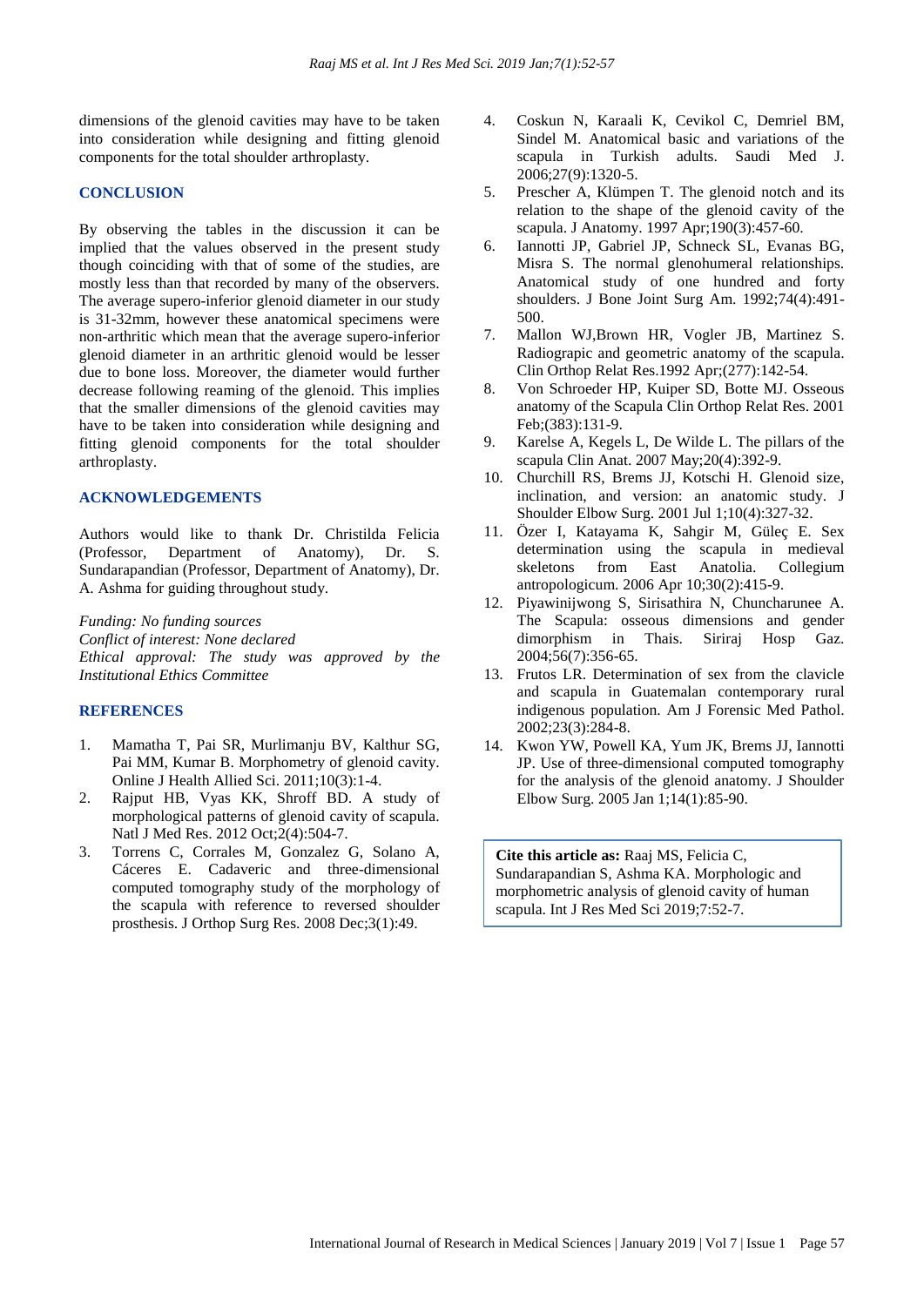dimensions of the glenoid cavities may have to be taken into consideration while designing and fitting glenoid components for the total shoulder arthroplasty.

## CONCLUSION

By observing the tables in the discussion it can be implied that the values observed in the present study though coinciding with that of some of the studies, are mostly less than that recorded by many of the observers. The average supero-inferior glenoid diameter in our study is 31-32mm, however these anatomical specimens were non-arthritic which mean that the average supero-inferior glenoid diameter in an arthritic glenoid would be lesser due to bone loss. Moreover, the diameter would further decrease following reaming of the glenoid. This implies that the smaller dimensions of the glenoid cavities may have to be taken into consideration while designing and fitting glenoid components for the total shoulder arthroplasty.

## ACKNOWLEDGEMENTS

Authors would like to thank Dr. Christilda Felicia (Professor, Department of Anatomy), Dr. S. Sundarapandian (Professor, Department of Anatomy), Dr. A. Ashma for guiding throughout study.

*Funding: No funding sources*
*Conflict of interest: None declared*
*Ethical approval: The study was approved by the Institutional Ethics Committee*

## REFERENCES

1. Mamatha T, Pai SR, Murlimanju BV, Kalthur SG, Pai MM, Kumar B. Morphometry of glenoid cavity. Online J Health Allied Sci. 2011;10(3):1-4.
2. Rajput HB, Vyas KK, Shroff BD. A study of morphological patterns of glenoid cavity of scapula. Natl J Med Res. 2012 Oct;2(4):504-7.
3. Torrens C, Corrales M, Gonzalez G, Solano A, Cáceres E. Cadaveric and three-dimensional computed tomography study of the morphology of the scapula with reference to reversed shoulder prosthesis. J Orthop Surg Res. 2008 Dec;3(1):49.
4. Coskun N, Karaali K, Cevikol C, Demriel BM, Sindel M. Anatomical basic and variations of the scapula in Turkish adults. Saudi Med J. 2006;27(9):1320-5.
5. Prescher A, Klümpen T. The glenoid notch and its relation to the shape of the glenoid cavity of the scapula. J Anatomy. 1997 Apr;190(3):457-60.
6. Iannotti JP, Gabriel JP, Schneck SL, Evanas BG, Misra S. The normal glenohumeral relationships. Anatomical study of one hundred and forty shoulders. J Bone Joint Surg Am. 1992;74(4):491-500.
7. Mallon WJ,Brown HR, Vogler JB, Martinez S. Radiograpic and geometric anatomy of the scapula. Clin Orthop Relat Res.1992 Apr;(277):142-54.
8. Von Schroeder HP, Kuiper SD, Botte MJ. Osseous anatomy of the Scapula Clin Orthop Relat Res. 2001 Feb;(383):131-9.
9. Karelse A, Kegels L, De Wilde L. The pillars of the scapula Clin Anat. 2007 May;20(4):392-9.
10. Churchill RS, Brems JJ, Kotschi H. Glenoid size, inclination, and version: an anatomic study. J Shoulder Elbow Surg. 2001 Jul 1;10(4):327-32.
11. Özer I, Katayama K, Sahgir M, Güleç E. Sex determination using the scapula in medieval skeletons from East Anatolia. Collegium antropologicum. 2006 Apr 10;30(2):415-9.
12. Piyawinijwong S, Sirisathira N, Chuncharunee A. The Scapula: osseous dimensions and gender dimorphism in Thais. Siriraj Hosp Gaz. 2004;56(7):356-65.
13. Frutos LR. Determination of sex from the clavicle and scapula in Guatemalan contemporary rural indigenous population. Am J Forensic Med Pathol. 2002;23(3):284-8.
14. Kwon YW, Powell KA, Yum JK, Brems JJ, Iannotti JP. Use of three-dimensional computed tomography for the analysis of the glenoid anatomy. J Shoulder Elbow Surg. 2005 Jan 1;14(1):85-90.

**Cite this article as:** Raaj MS, Felicia C, Sundarapandian S, Ashma KA. Morphologic and morphometric analysis of glenoid cavity of human scapula. Int J Res Med Sci 2019;7:52-7.